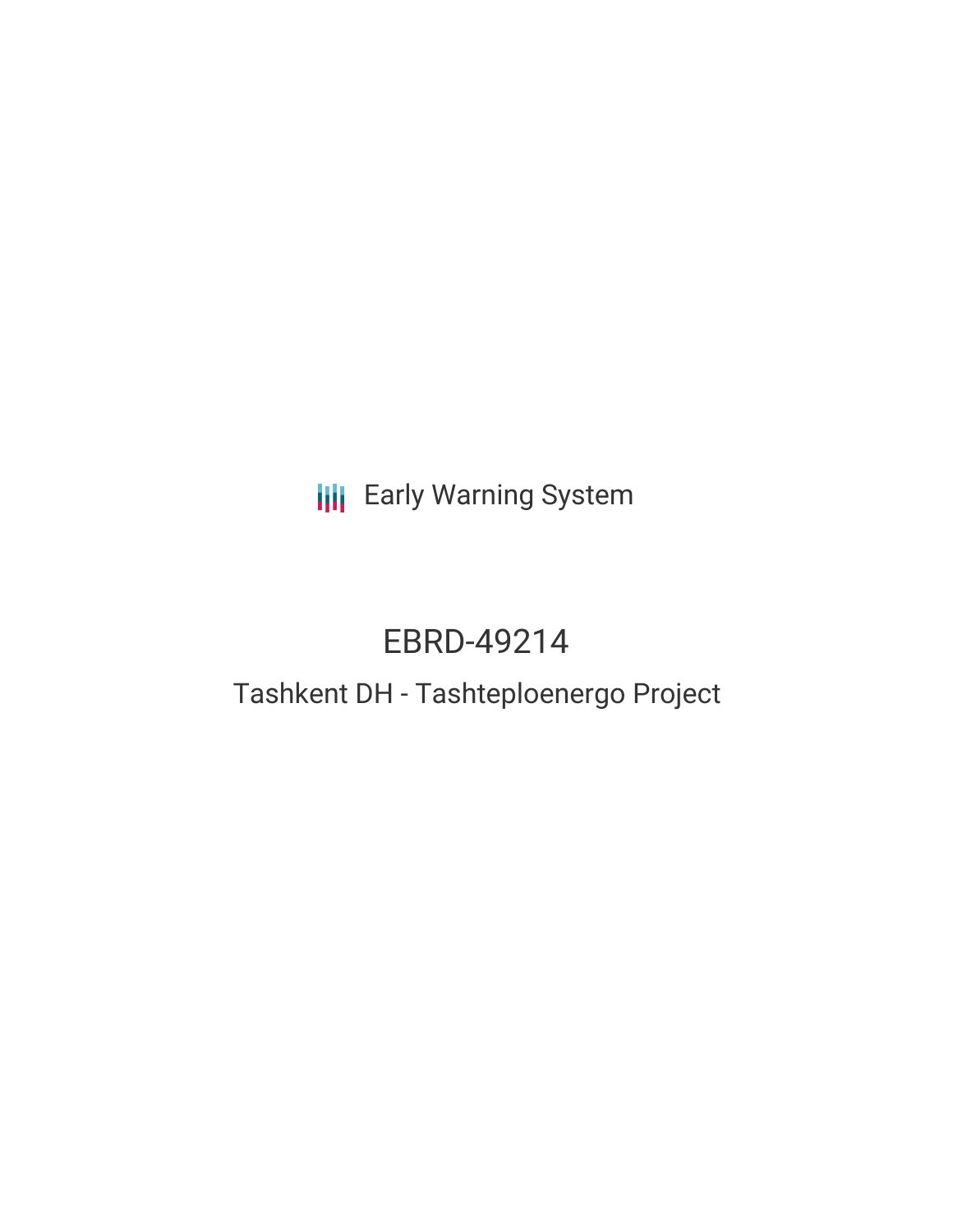Early Warning System

# EBRD-49214

## Tashkent DH - Tashteploenergo Project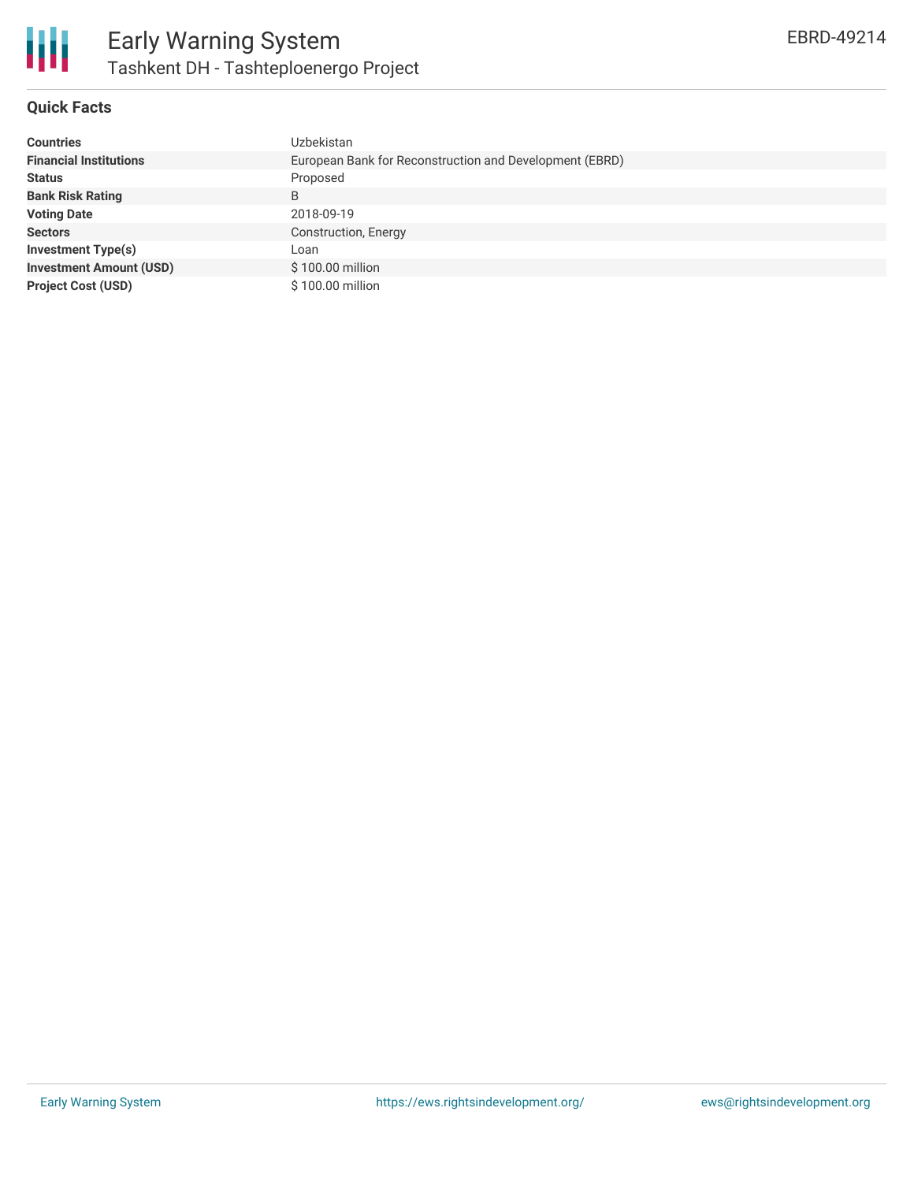# Early Warning System

## Tashkent DH - Tashteploenergo Project

EBRD-49214

### Quick Facts

| | |
|---|---|
| **Countries** | Uzbekistan |
| **Financial Institutions** | European Bank for Reconstruction and Development (EBRD) |
| **Status** | Proposed |
| **Bank Risk Rating** | B |
| **Voting Date** | 2018-09-19 |
| **Sectors** | Construction, Energy |
| **Investment Type(s)** | Loan |
| **Investment Amount (USD)** | $ 100.00 million |
| **Project Cost (USD)** | $ 100.00 million |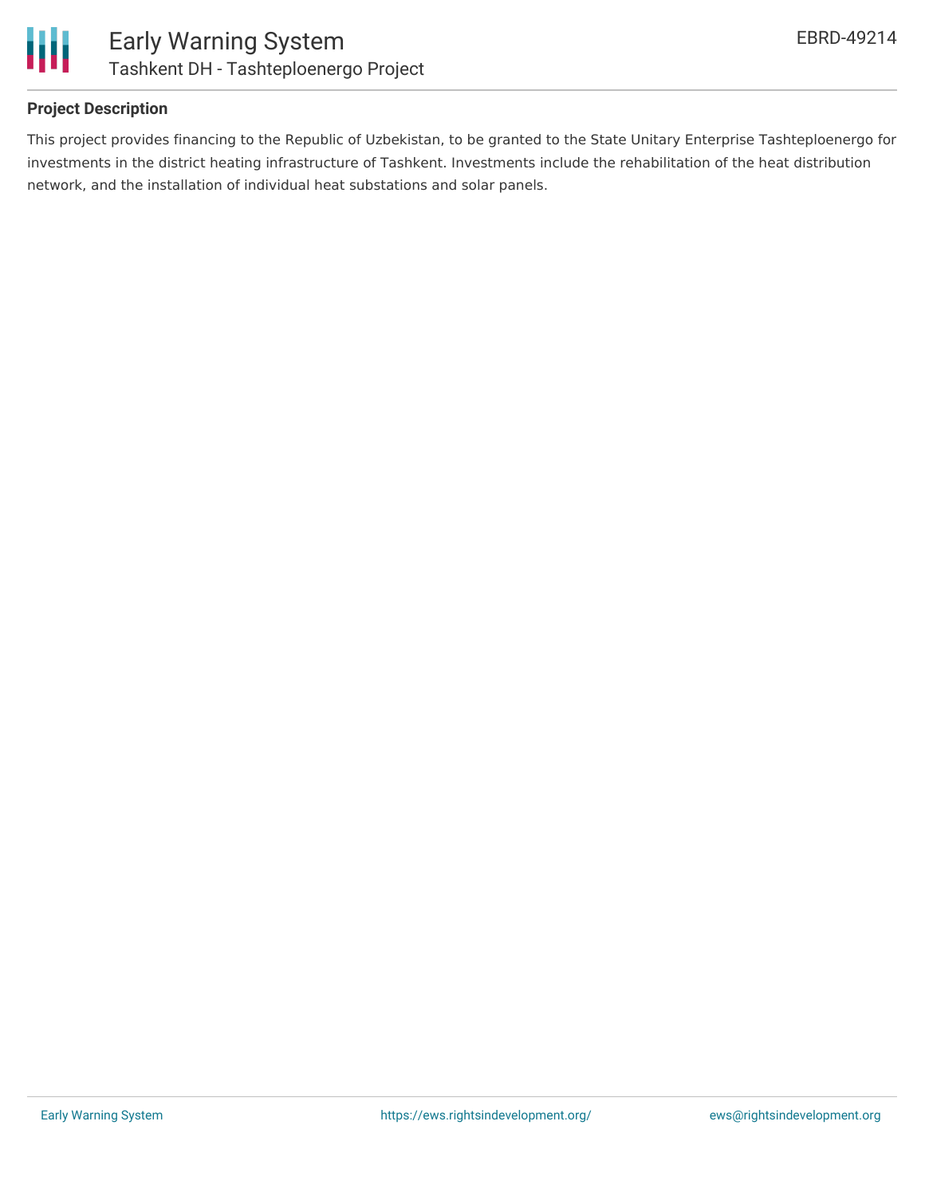## Project Description

This project provides financing to the Republic of Uzbekistan, to be granted to the State Unitary Enterprise Tashteploenergo for investments in the district heating infrastructure of Tashkent. Investments include the rehabilitation of the heat distribution network, and the installation of individual heat substations and solar panels.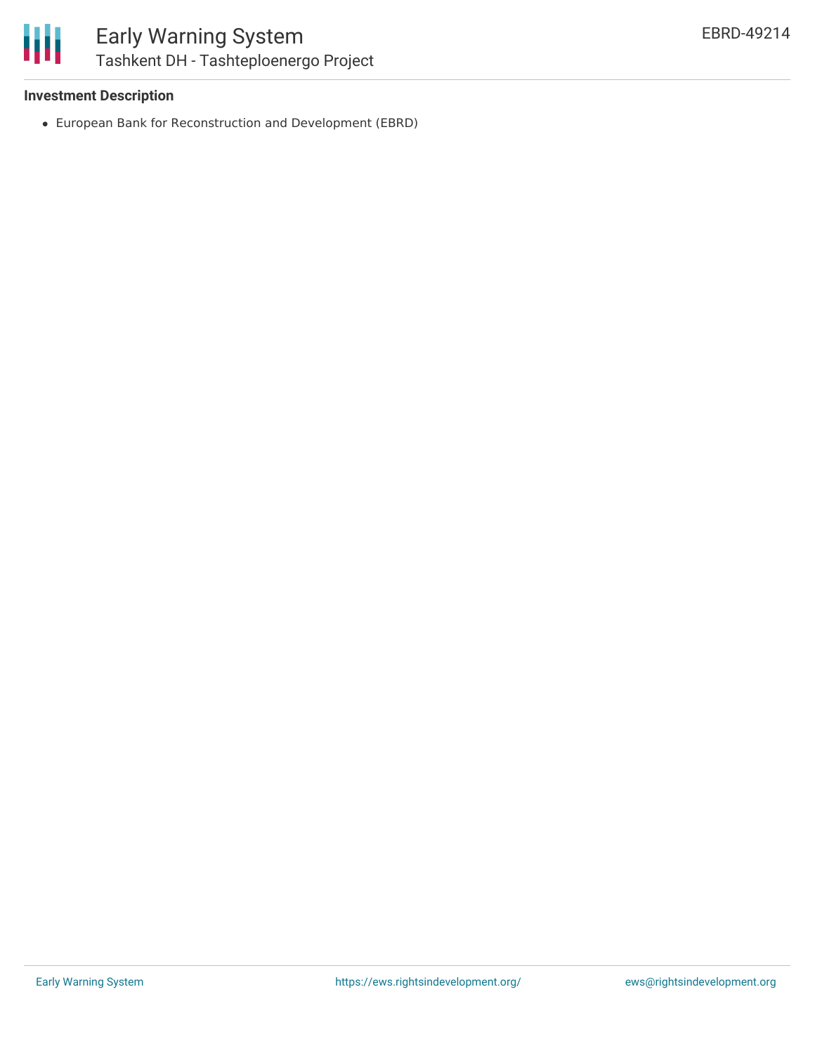**Investment Description**

- European Bank for Reconstruction and Development (EBRD)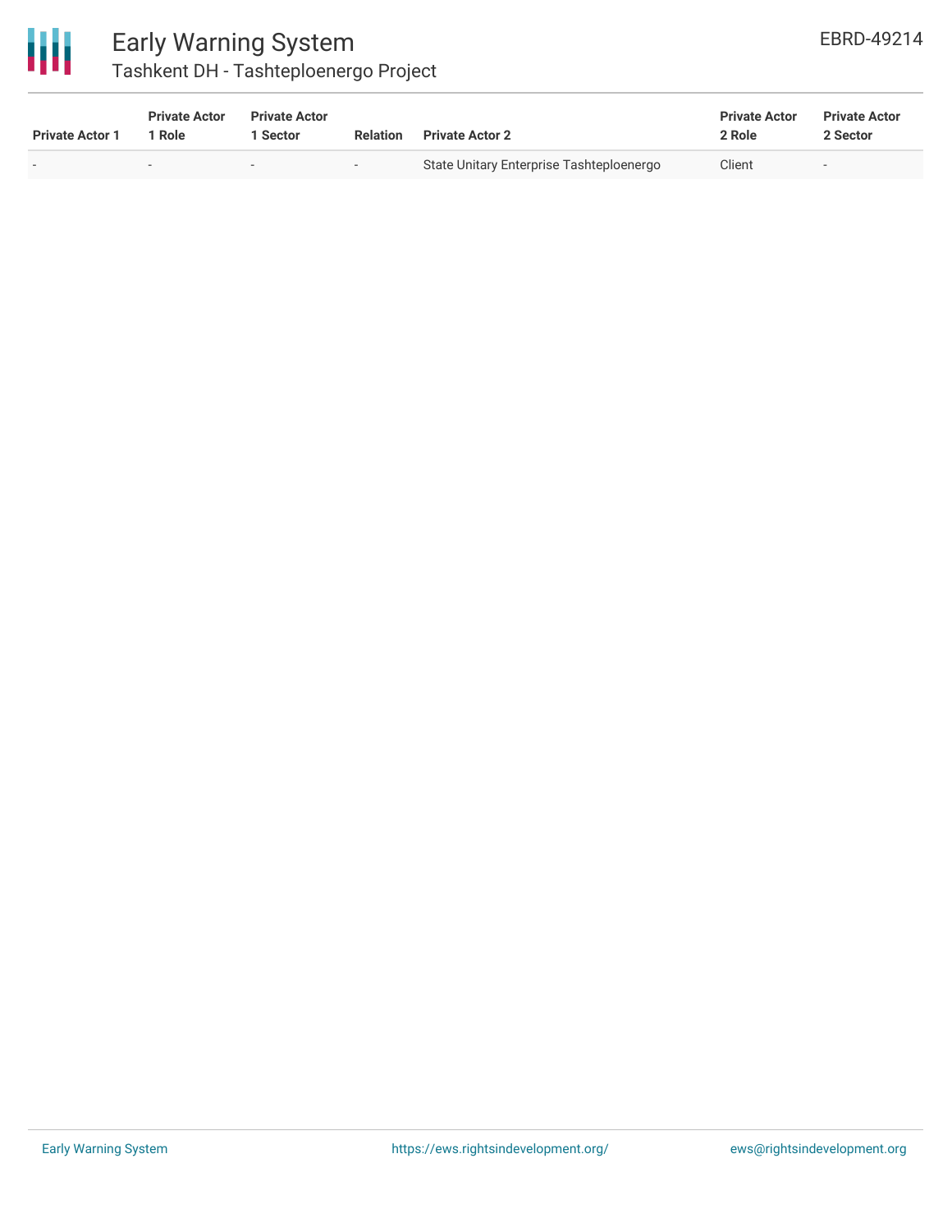| Private Actor 1 | Private Actor 1 Role | Private Actor 1 Sector | Relation | Private Actor 2 | Private Actor 2 Role | Private Actor 2 Sector |
|---|---|---|---|---|---|---|
| - | - | - | - | State Unitary Enterprise Tashteploenergo | Client | - |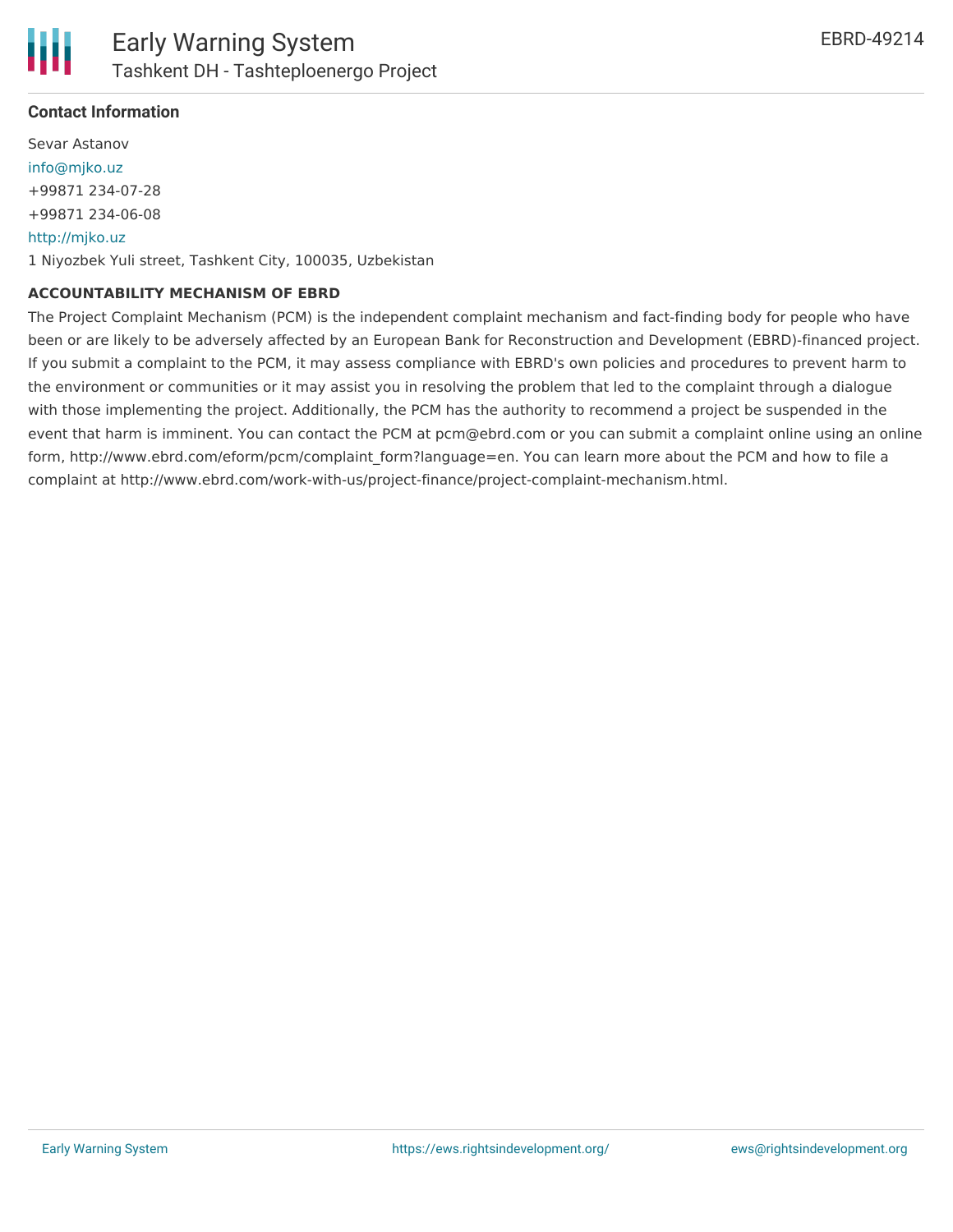### Contact Information

Sevar Astanov
info@mjko.uz
+99871 234-07-28
+99871 234-06-08
http://mjko.uz
1 Niyozbek Yuli street, Tashkent City, 100035, Uzbekistan

**ACCOUNTABILITY MECHANISM OF EBRD**

The Project Complaint Mechanism (PCM) is the independent complaint mechanism and fact-finding body for people who have been or are likely to be adversely affected by an European Bank for Reconstruction and Development (EBRD)-financed project. If you submit a complaint to the PCM, it may assess compliance with EBRD's own policies and procedures to prevent harm to the environment or communities or it may assist you in resolving the problem that led to the complaint through a dialogue with those implementing the project. Additionally, the PCM has the authority to recommend a project be suspended in the event that harm is imminent. You can contact the PCM at pcm@ebrd.com or you can submit a complaint online using an online form, http://www.ebrd.com/eform/pcm/complaint_form?language=en. You can learn more about the PCM and how to file a complaint at http://www.ebrd.com/work-with-us/project-finance/project-complaint-mechanism.html.